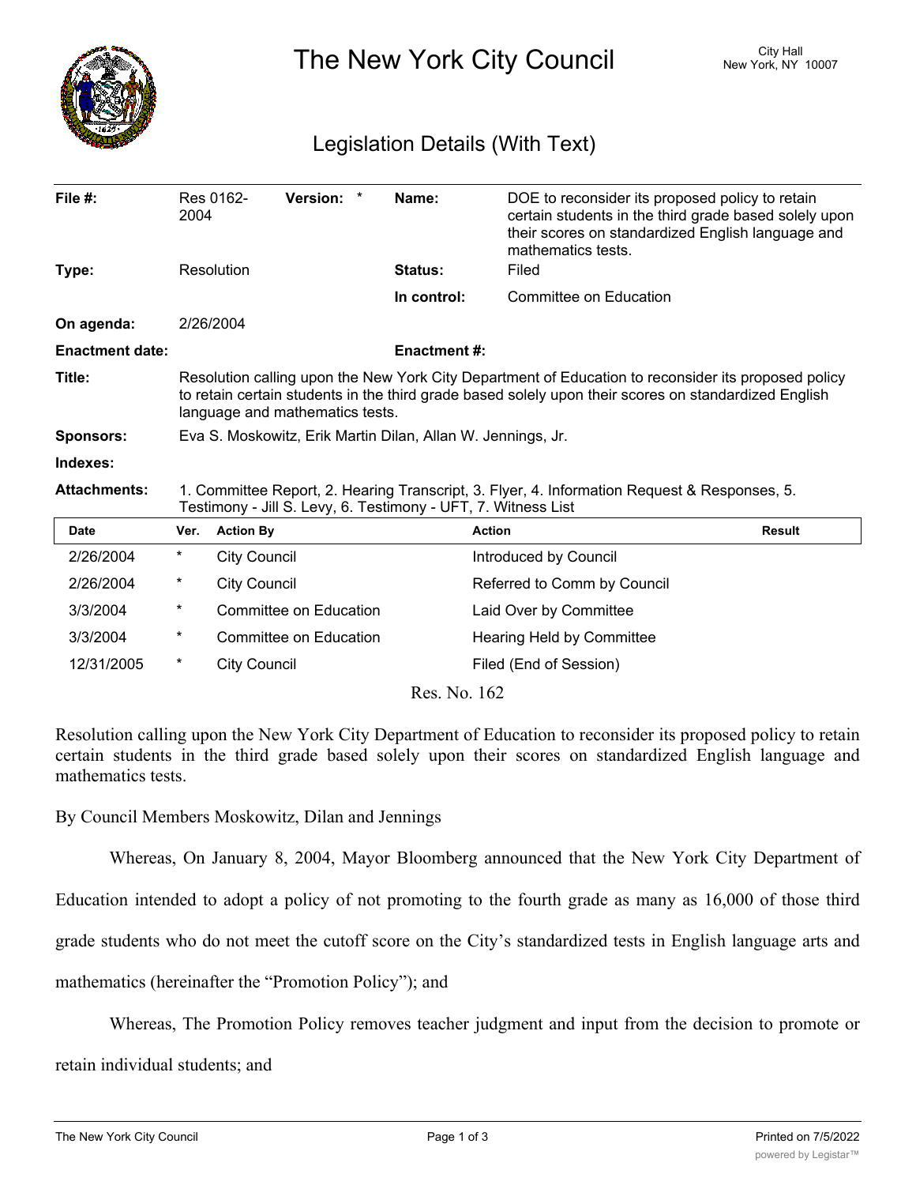# The New York City Council

City Hall
New York, NY 10007

## Legislation Details (With Text)

| | | | | | |
|---|---|---|---|---|---|
| **File #:** | Res 0162-2004 | **Version:** | * | **Name:** | DOE to reconsider its proposed policy to retain certain students in the third grade based solely upon their scores on standardized English language and mathematics tests. |
| **Type:** | Resolution | | | **Status:** | Filed |
| | | | | **In control:** | Committee on Education |
| **On agenda:** | 2/26/2004 | | | | |
| **Enactment date:** | | | | **Enactment #:** | |

**Title:** Resolution calling upon the New York City Department of Education to reconsider its proposed policy to retain certain students in the third grade based solely upon their scores on standardized English language and mathematics tests.

**Sponsors:** Eva S. Moskowitz, Erik Martin Dilan, Allan W. Jennings, Jr.

**Indexes:**

**Attachments:** 1. Committee Report, 2. Hearing Transcript, 3. Flyer, 4. Information Request & Responses, 5. Testimony - Jill S. Levy, 6. Testimony - UFT, 7. Witness List

| Date | Ver. | Action By | Action | Result |
|---|---|---|---|---|
| 2/26/2004 | * | City Council | Introduced by Council | |
| 2/26/2004 | * | City Council | Referred to Comm by Council | |
| 3/3/2004 | * | Committee on Education | Laid Over by Committee | |
| 3/3/2004 | * | Committee on Education | Hearing Held by Committee | |
| 12/31/2005 | * | City Council | Filed (End of Session) | |

Res. No. 162

Resolution calling upon the New York City Department of Education to reconsider its proposed policy to retain certain students in the third grade based solely upon their scores on standardized English language and mathematics tests.

By Council Members Moskowitz, Dilan and Jennings

Whereas, On January 8, 2004, Mayor Bloomberg announced that the New York City Department of Education intended to adopt a policy of not promoting to the fourth grade as many as 16,000 of those third grade students who do not meet the cutoff score on the City's standardized tests in English language arts and mathematics (hereinafter the "Promotion Policy"); and

Whereas, The Promotion Policy removes teacher judgment and input from the decision to promote or retain individual students; and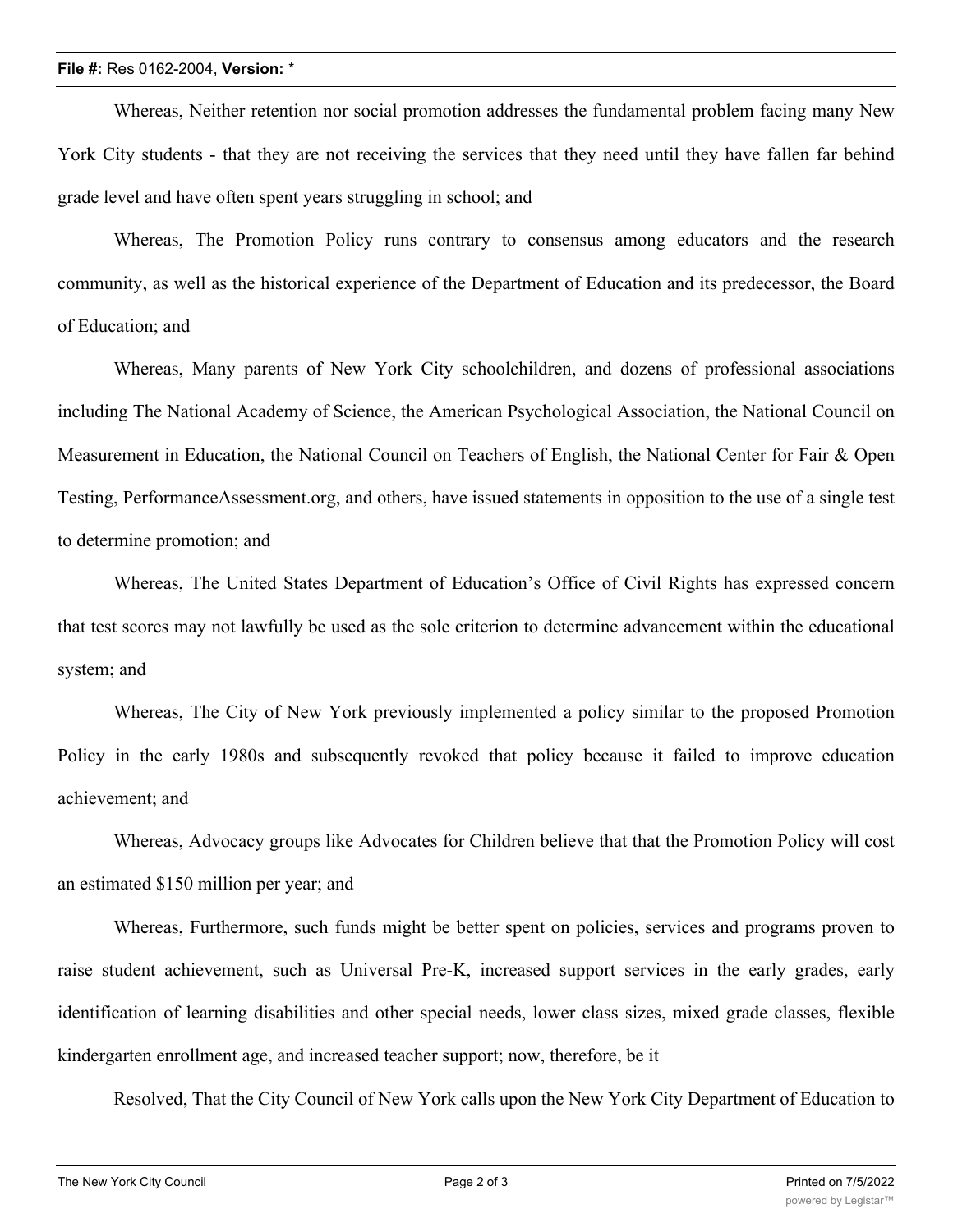Whereas, Neither retention nor social promotion addresses the fundamental problem facing many New York City students - that they are not receiving the services that they need until they have fallen far behind grade level and have often spent years struggling in school; and

Whereas, The Promotion Policy runs contrary to consensus among educators and the research community, as well as the historical experience of the Department of Education and its predecessor, the Board of Education; and

Whereas, Many parents of New York City schoolchildren, and dozens of professional associations including The National Academy of Science, the American Psychological Association, the National Council on Measurement in Education, the National Council on Teachers of English, the National Center for Fair & Open Testing, PerformanceAssessment.org, and others, have issued statements in opposition to the use of a single test to determine promotion; and

Whereas, The United States Department of Education's Office of Civil Rights has expressed concern that test scores may not lawfully be used as the sole criterion to determine advancement within the educational system; and

Whereas, The City of New York previously implemented a policy similar to the proposed Promotion Policy in the early 1980s and subsequently revoked that policy because it failed to improve education achievement; and

Whereas, Advocacy groups like Advocates for Children believe that that the Promotion Policy will cost an estimated $150 million per year; and

Whereas, Furthermore, such funds might be better spent on policies, services and programs proven to raise student achievement, such as Universal Pre-K, increased support services in the early grades, early identification of learning disabilities and other special needs, lower class sizes, mixed grade classes, flexible kindergarten enrollment age, and increased teacher support; now, therefore, be it

Resolved, That the City Council of New York calls upon the New York City Department of Education to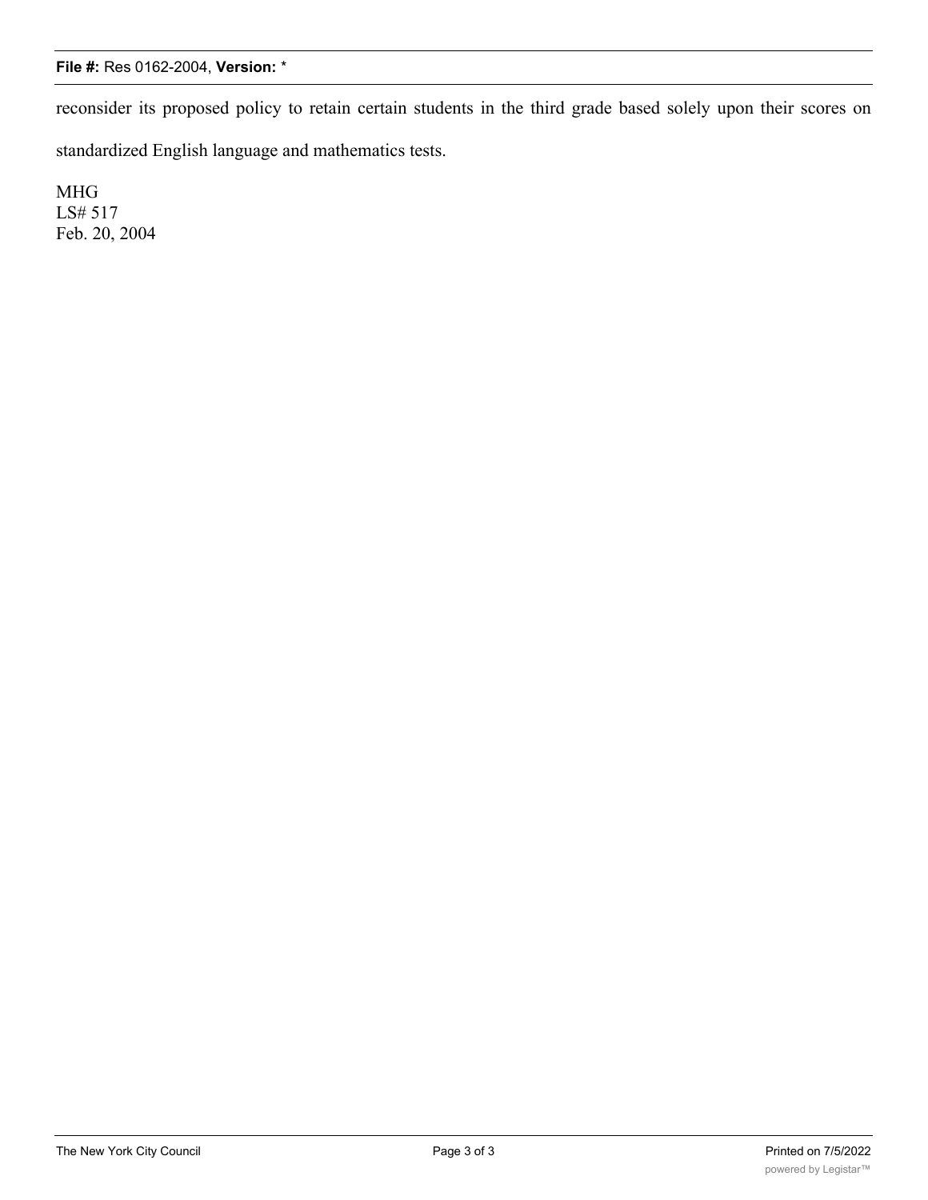reconsider its proposed policy to retain certain students in the third grade based solely upon their scores on standardized English language and mathematics tests.

MHG
LS# 517
Feb. 20, 2004